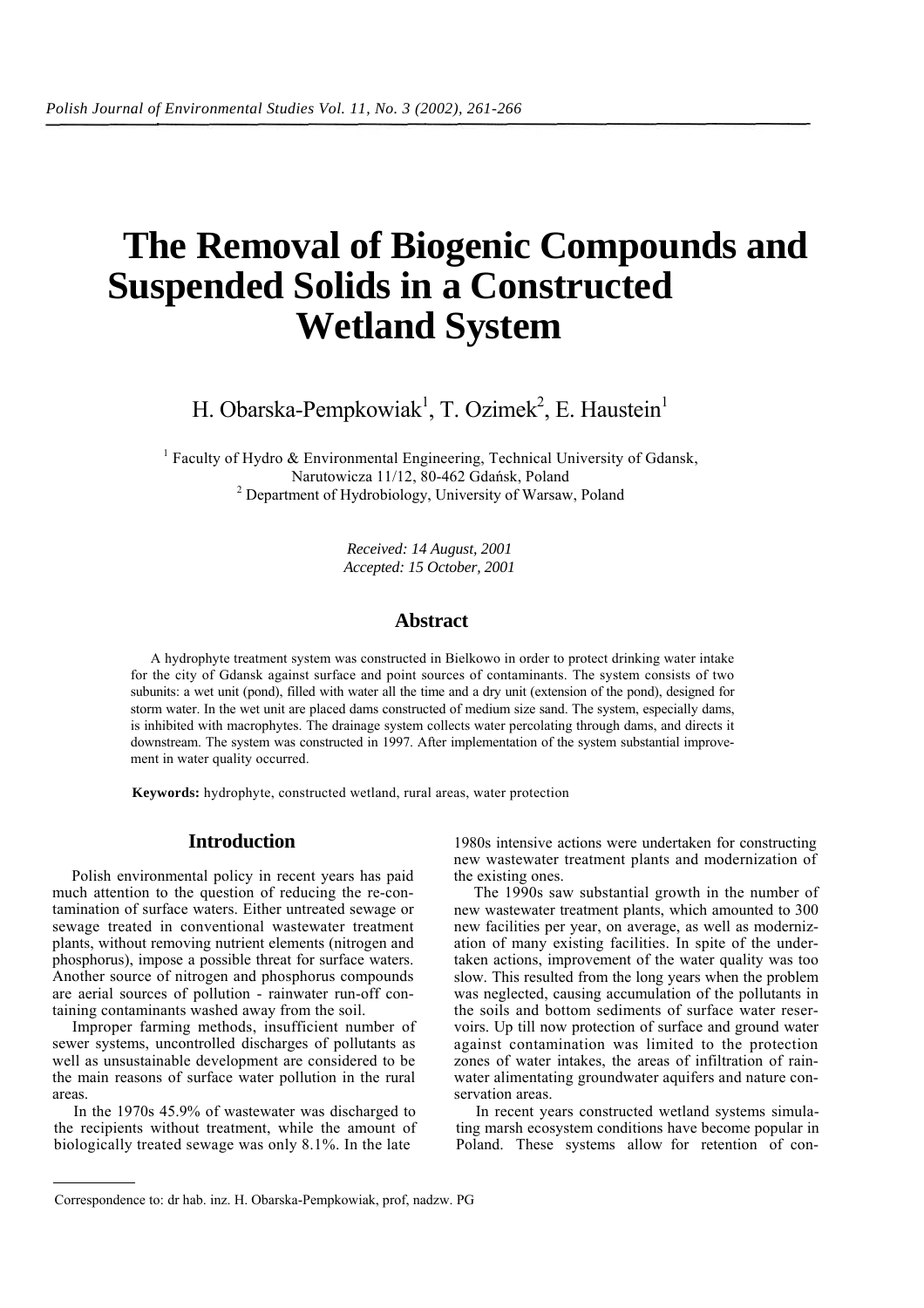# The Removal of Biogenic Compounds and Suspended Solids in a Constructed Wetland System

H. Obarska-Pempkowiak[1], T. Ozimek[2], E. Haustein[1]

[1] Faculty of Hydro & Environmental Engineering, Technical University of Gdansk, Narutowicza 11/12, 80-462 Gdańsk, Poland

[2] Department of Hydrobiology, University of Warsaw, Poland

*Received: 14 August, 2001*
*Accepted: 15 October, 2001*

## Abstract

A hydrophyte treatment system was constructed in Bielkowo in order to protect drinking water intake for the city of Gdansk against surface and point sources of contaminants. The system consists of two subunits: a wet unit (pond), filled with water all the time and a dry unit (extension of the pond), designed for storm water. In the wet unit are placed dams constructed of medium size sand. The system, especially dams, is inhibited with macrophytes. The drainage system collects water percolating through dams, and directs it downstream. The system was constructed in 1997. After implementation of the system substantial improvement in water quality occurred.

**Keywords:** hydrophyte, constructed wetland, rural areas, water protection

## Introduction

Polish environmental policy in recent years has paid much attention to the question of reducing the re-contamination of surface waters. Either untreated sewage or sewage treated in conventional wastewater treatment plants, without removing nutrient elements (nitrogen and phosphorus), impose a possible threat for surface waters. Another source of nitrogen and phosphorus compounds are aerial sources of pollution - rainwater run-off containing contaminants washed away from the soil.

Improper farming methods, insufficient number of sewer systems, uncontrolled discharges of pollutants as well as unsustainable development are considered to be the main reasons of surface water pollution in the rural areas.

In the 1970s 45.9% of wastewater was discharged to the recipients without treatment, while the amount of biologically treated sewage was only 8.1%. In the late 1980s intensive actions were undertaken for constructing new wastewater treatment plants and modernization of the existing ones.

The 1990s saw substantial growth in the number of new wastewater treatment plants, which amounted to 300 new facilities per year, on average, as well as modernization of many existing facilities. In spite of the undertaken actions, improvement of the water quality was too slow. This resulted from the long years when the problem was neglected, causing accumulation of the pollutants in the soils and bottom sediments of surface water reservoirs. Up till now protection of surface and ground water against contamination was limited to the protection zones of water intakes, the areas of infiltration of rainwater alimentating groundwater aquifers and nature conservation areas.

In recent years constructed wetland systems simulating marsh ecosystem conditions have become popular in Poland. These systems allow for retention of con-

Correspondence to: dr hab. inz. H. Obarska-Pempkowiak, prof, nadzw. PG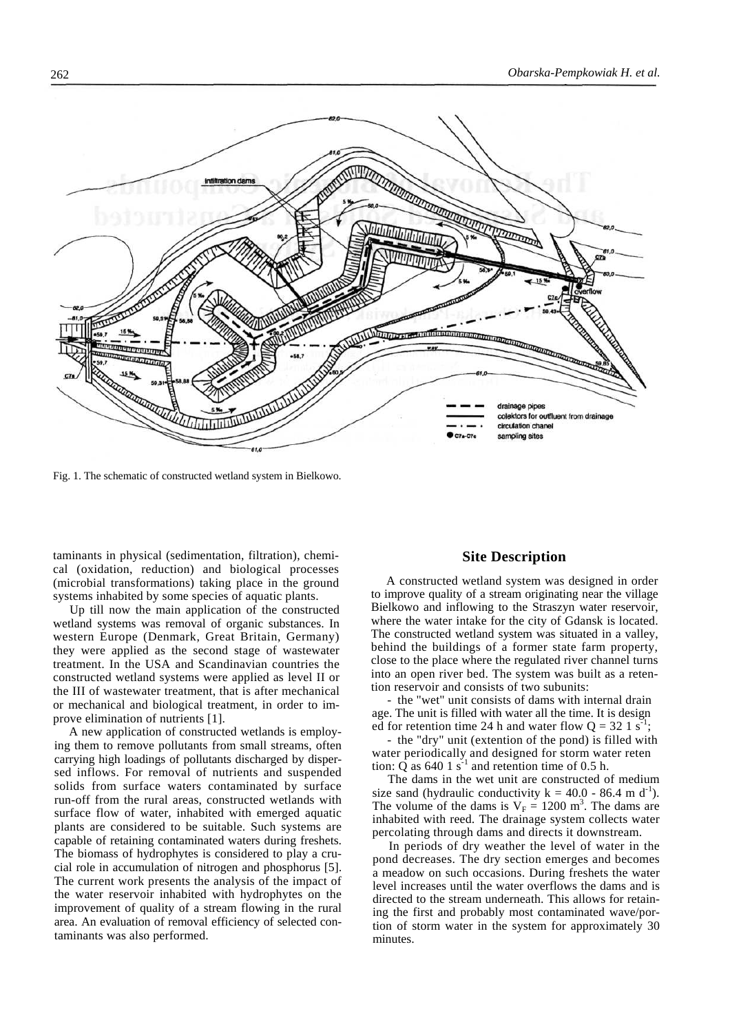Fig. 1. The schematic of constructed wetland system in Bielkowo.

taminants in physical (sedimentation, filtration), chemical (oxidation, reduction) and biological processes (microbial transformations) taking place in the ground systems inhabited by some species of aquatic plants.

Up till now the main application of the constructed wetland systems was removal of organic substances. In western Europe (Denmark, Great Britain, Germany) they were applied as the second stage of wastewater treatment. In the USA and Scandinavian countries the constructed wetland systems were applied as level II or the III of wastewater treatment, that is after mechanical or mechanical and biological treatment, in order to improve elimination of nutrients [1].

A new application of constructed wetlands is employing them to remove pollutants from small streams, often carrying high loadings of pollutants discharged by dispersed inflows. For removal of nutrients and suspended solids from surface waters contaminated by surface run-off from the rural areas, constructed wetlands with surface flow of water, inhabited with emerged aquatic plants are considered to be suitable. Such systems are capable of retaining contaminated waters during freshets. The biomass of hydrophytes is considered to play a crucial role in accumulation of nitrogen and phosphorus [5]. The current work presents the analysis of the impact of the water reservoir inhabited with hydrophytes on the improvement of quality of a stream flowing in the rural area. An evaluation of removal efficiency of selected contaminants was also performed.

## Site Description

A constructed wetland system was designed in order to improve quality of a stream originating near the village Bielkowo and inflowing to the Straszyn water reservoir, where the water intake for the city of Gdansk is located. The constructed wetland system was situated in a valley, behind the buildings of a former state farm property, close to the place where the regulated river channel turns into an open river bed. The system was built as a retention reservoir and consists of two subunits:

- the "wet" unit consists of dams with internal drainage. The unit is filled with water all the time. It is designed for retention time 24 h and water flow $Q = 32\ 1\ s^{-1}$;
- the "dry" unit (extention of the pond) is filled with water periodically and designed for storm water retention: Q as $640\ 1\ s^{-1}$ and retention time of 0.5 h.

The dams in the wet unit are constructed of medium size sand (hydraulic conductivity $k = 40.0 - 86.4\ m\ d^{-1}$). The volume of the dams is $V_F = 1200\ m^3$. The dams are inhabited with reed. The drainage system collects water percolating through dams and directs it downstream.

In periods of dry weather the level of water in the pond decreases. The dry section emerges and becomes a meadow on such occasions. During freshets the water level increases until the water overflows the dams and is directed to the stream underneath. This allows for retaining the first and probably most contaminated wave/portion of storm water in the system for approximately 30 minutes.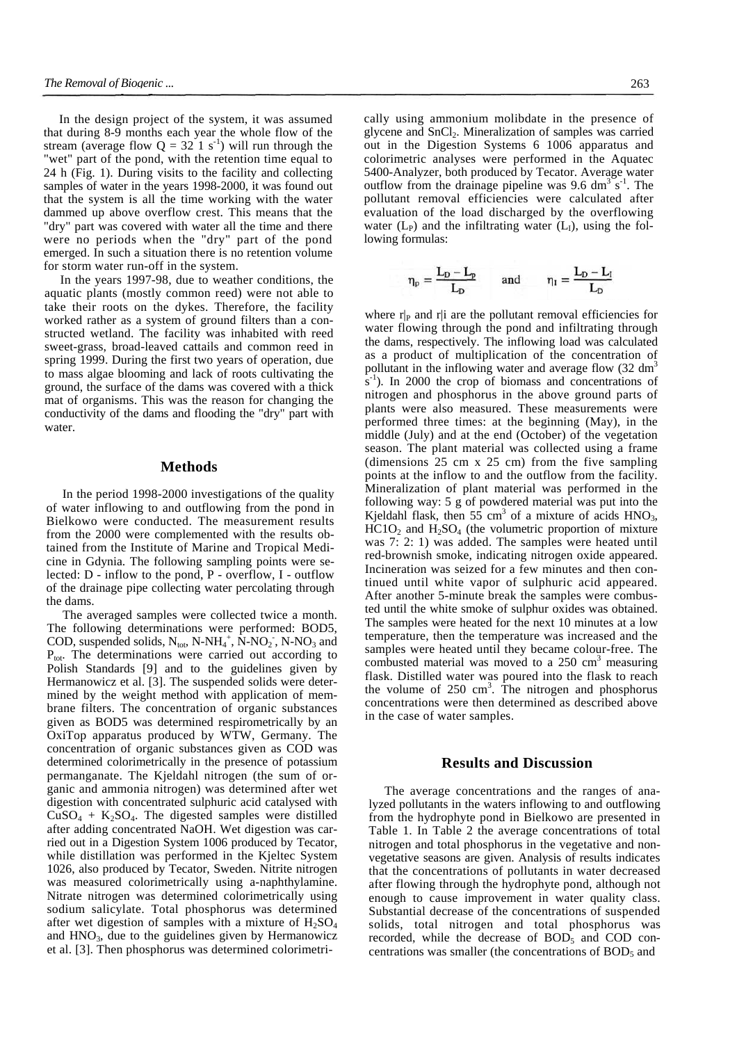In the design project of the system, it was assumed that during 8-9 months each year the whole flow of the stream (average flow Q = 32 1 $s^{-1}$) will run through the "wet" part of the pond, with the retention time equal to 24 h (Fig. 1). During visits to the facility and collecting samples of water in the years 1998-2000, it was found out that the system is all the time working with the water dammed up above overflow crest. This means that the "dry" part was covered with water all the time and there were no periods when the "dry" part of the pond emerged. In such a situation there is no retention volume for storm water run-off in the system.

In the years 1997-98, due to weather conditions, the aquatic plants (mostly common reed) were not able to take their roots on the dykes. Therefore, the facility worked rather as a system of ground filters than a constructed wetland. The facility was inhabited with reed sweet-grass, broad-leaved cattails and common reed in spring 1999. During the first two years of operation, due to mass algae blooming and lack of roots cultivating the ground, the surface of the dams was covered with a thick mat of organisms. This was the reason for changing the conductivity of the dams and flooding the "dry" part with water.

## Methods

In the period 1998-2000 investigations of the quality of water inflowing to and outflowing from the pond in Bielkowo were conducted. The measurement results from the 2000 were complemented with the results obtained from the Institute of Marine and Tropical Medicine in Gdynia. The following sampling points were selected: D - inflow to the pond, P - overflow, I - outflow of the drainage pipe collecting water percolating through the dams.

The averaged samples were collected twice a month. The following determinations were performed: BOD5, COD, suspended solids, $N_{tot}$, N-$NH_4^+$, N-$NO_2^-$, N-$NO_3$ and $P_{tot}$. The determinations were carried out according to Polish Standards [9] and to the guidelines given by Hermanowicz et al. [3]. The suspended solids were determined by the weight method with application of membrane filters. The concentration of organic substances given as BOD5 was determined respirometrically by an OxiTop apparatus produced by WTW, Germany. The concentration of organic substances given as COD was determined colorimetrically in the presence of potassium permanganate. The Kjeldahl nitrogen (the sum of organic and ammonia nitrogen) was determined after wet digestion with concentrated sulphuric acid catalysed with $CuSO_4$ + $K_2SO_4$. The digested samples were distilled after adding concentrated NaOH. Wet digestion was carried out in a Digestion System 1006 produced by Tecator, while distillation was performed in the Kjeltec System 1026, also produced by Tecator, Sweden. Nitrite nitrogen was measured colorimetrically using a-naphthylamine. Nitrate nitrogen was determined colorimetrically using sodium salicylate. Total phosphorus was determined after wet digestion of samples with a mixture of $H_2SO_4$ and $HNO_3$, due to the guidelines given by Hermanowicz et al. [3]. Then phosphorus was determined colorimetrically using ammonium molibdate in the presence of glycene and $SnCl_2$. Mineralization of samples was carried out in the Digestion Systems 6 1006 apparatus and colorimetric analyses were performed in the Aquatec 5400-Analyzer, both produced by Tecator. Average water outflow from the drainage pipeline was 9.6 $dm^3$ $s^{-1}$. The pollutant removal efficiencies were calculated after evaluation of the load discharged by the overflowing water ($L_P$) and the infiltrating water ($L_I$), using the following formulas:

$$\eta_P = \frac{L_D - L_P}{L_D} \quad \text{and} \quad \eta_I = \frac{L_D - L_I}{L_D}$$

where $\eta_P$ and $\eta_I$ are the pollutant removal efficiencies for water flowing through the pond and infiltrating through the dams, respectively. The inflowing load was calculated as a product of multiplication of the concentration of pollutant in the inflowing water and average flow (32 $dm^3$ $s^{-1}$). In 2000 the crop of biomass and concentrations of nitrogen and phosphorus in the above ground parts of plants were also measured. These measurements were performed three times: at the beginning (May), in the middle (July) and at the end (October) of the vegetation season. The plant material was collected using a frame (dimensions 25 cm x 25 cm) from the five sampling points at the inflow to and the outflow from the facility. Mineralization of plant material was performed in the following way: 5 g of powdered material was put into the Kjeldahl flask, then 55 $cm^3$ of a mixture of acids $HNO_3$, $HClO_2$ and $H_2SO_4$ (the volumetric proportion of mixture was 7: 2: 1) was added. The samples were heated until red-brownish smoke, indicating nitrogen oxide appeared. Incineration was seized for a few minutes and then continued until white vapor of sulphuric acid appeared. After another 5-minute break the samples were combusted until the white smoke of sulphur oxides was obtained. The samples were heated for the next 10 minutes at a low temperature, then the temperature was increased and the samples were heated until they became colour-free. The combusted material was moved to a 250 $cm^3$ measuring flask. Distilled water was poured into the flask to reach the volume of 250 $cm^3$. The nitrogen and phosphorus concentrations were then determined as described above in the case of water samples.

## Results and Discussion

The average concentrations and the ranges of analyzed pollutants in the waters inflowing to and outflowing from the hydrophyte pond in Bielkowo are presented in Table 1. In Table 2 the average concentrations of total nitrogen and total phosphorus in the vegetative and nonvegetative seasons are given. Analysis of results indicates that the concentrations of pollutants in water decreased after flowing through the hydrophyte pond, although not enough to cause improvement in water quality class. Substantial decrease of the concentrations of suspended solids, total nitrogen and total phosphorus was recorded, while the decrease of $BOD_5$ and COD concentrations was smaller (the concentrations of $BOD_5$ and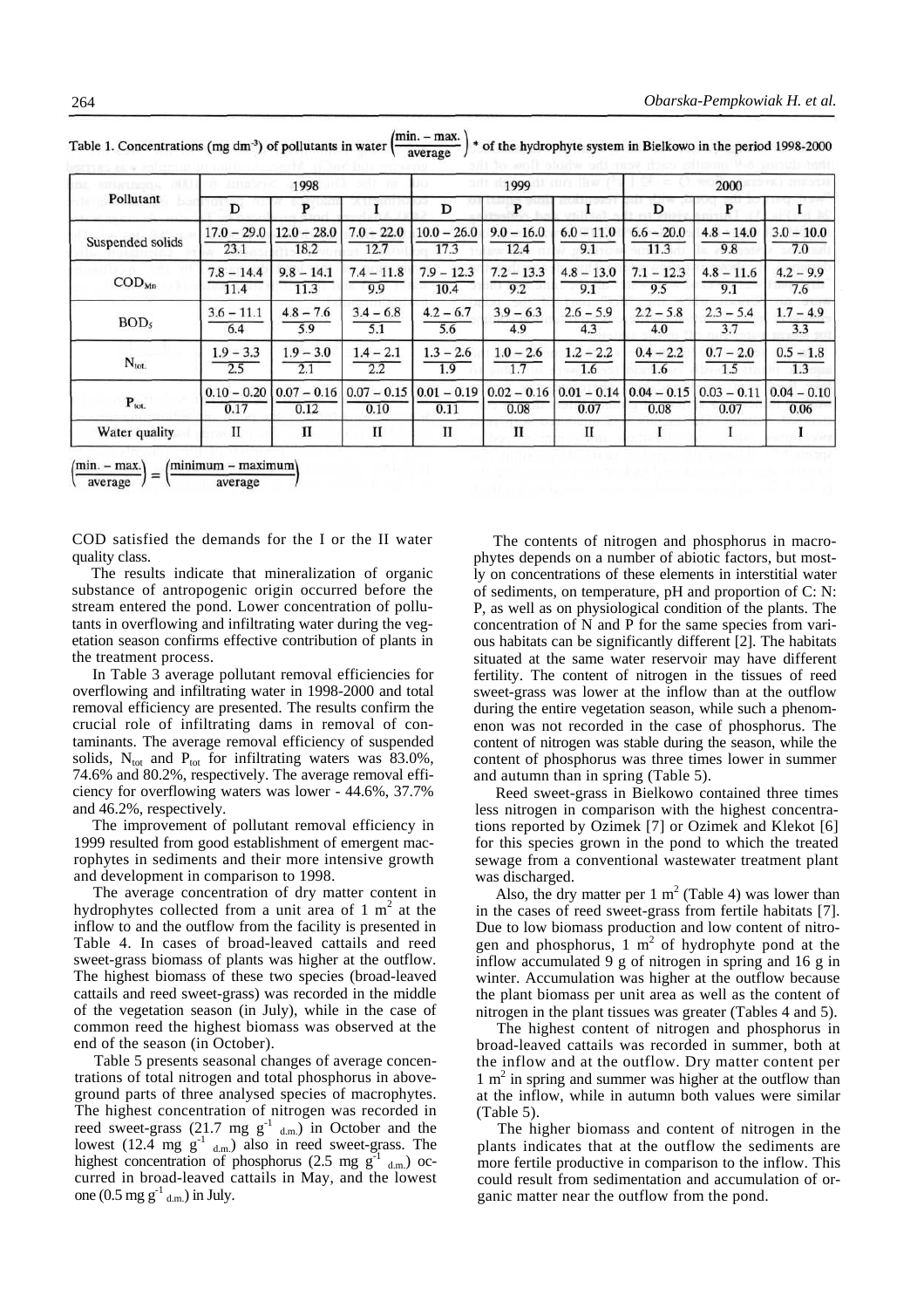Table 1. Concentrations (mg dm$^{-3}$) of pollutants in water $\left(\frac{\text{min. – max.}}{\text{average}}\right)$ * of the hydrophyte system in Bielkowo in the period 1998-2000

| Pollutant | 1998 | | | 1999 | | | 2000 | | |
|---|---|---|---|---|---|---|---|---|---|
| | D | P | I | D | P | I | D | P | I |
| Suspended solids | 17.0 – 29.0 / 23.1 | 12.0 – 28.0 / 18.2 | 7.0 – 22.0 / 12.7 | 10.0 – 26.0 / 17.3 | 9.0 – 16.0 / 12.4 | 6.0 – 11.0 / 9.1 | 6.6 – 20.0 / 11.3 | 4.8 – 14.0 / 9.8 | 3.0 – 10.0 / 7.0 |
| $COD_{Mn}$ | 7.8 – 14.4 / 11.4 | 9.8 – 14.1 / 11.3 | 7.4 – 11.8 / 9.9 | 7.9 – 12.3 / 10.4 | 7.2 – 13.3 / 9.2 | 4.8 – 13.0 / 9.1 | 7.1 – 12.3 / 9.5 | 4.8 – 11.6 / 9.1 | 4.2 – 9.9 / 7.6 |
| $BOD_5$ | 3.6 – 11.1 / 6.4 | 4.8 – 7.6 / 5.9 | 3.4 – 6.8 / 5.1 | 4.2 – 6.7 / 5.6 | 3.9 – 6.3 / 4.9 | 2.6 – 5.9 / 4.3 | 2.2 – 5.8 / 4.0 | 2.3 – 5.4 / 3.7 | 1.7 – 4.9 / 3.3 |
| $N_{tot.}$ | 1.9 – 3.3 / 2.5 | 1.9 – 3.0 / 2.1 | 1.4 – 2.1 / 2.2 | 1.3 – 2.6 / 1.9 | 1.0 – 2.6 / 1.7 | 1.2 – 2.2 / 1.6 | 0.4 – 2.2 / 1.6 | 0.7 – 2.0 / 1.5 | 0.5 – 1.8 / 1.3 |
| $P_{tot.}$ | 0.10 – 0.20 / 0.17 | 0.07 – 0.16 / 0.12 | 0.07 – 0.15 / 0.10 | 0.01 – 0.19 / 0.11 | 0.02 – 0.16 / 0.08 | 0.01 – 0.14 / 0.07 | 0.04 – 0.15 / 0.08 | 0.03 – 0.11 / 0.07 | 0.04 – 0.10 / 0.06 |
| Water quality | II | II | II | II | II | II | I | I | I |

$\left(\frac{\text{min. – max.}}{\text{average}}\right) = \left(\frac{\text{minimum – maximum}}{\text{average}}\right)$

COD satisfied the demands for the I or the II water quality class.

The results indicate that mineralization of organic substance of antropogenic origin occurred before the stream entered the pond. Lower concentration of pollutants in overflowing and infiltrating water during the vegetation season confirms effective contribution of plants in the treatment process.

In Table 3 average pollutant removal efficiencies for overflowing and infiltrating water in 1998-2000 and total removal efficiency are presented. The results confirm the crucial role of infiltrating dams in removal of contaminants. The average removal efficiency of suspended solids, $N_{tot}$ and $P_{tot}$ for infiltrating waters was 83.0%, 74.6% and 80.2%, respectively. The average removal efficiency for overflowing waters was lower - 44.6%, 37.7% and 46.2%, respectively.

The improvement of pollutant removal efficiency in 1999 resulted from good establishment of emergent macrophytes in sediments and their more intensive growth and development in comparison to 1998.

The average concentration of dry matter content in hydrophytes collected from a unit area of 1 m$^2$ at the inflow to and the outflow from the facility is presented in Table 4. In cases of broad-leaved cattails and reed sweet-grass biomass of plants was higher at the outflow. The highest biomass of these two species (broad-leaved cattails and reed sweet-grass) was recorded in the middle of the vegetation season (in July), while in the case of common reed the highest biomass was observed at the end of the season (in October).

Table 5 presents seasonal changes of average concentrations of total nitrogen and total phosphorus in aboveground parts of three analysed species of macrophytes. The highest concentration of nitrogen was recorded in reed sweet-grass (21.7 mg $g^{-1}_{\ d.m.}$) in October and the lowest (12.4 mg $g^{-1}_{\ d.m.}$) also in reed sweet-grass. The highest concentration of phosphorus (2.5 mg $g^{-1}_{\ d.m.}$) occurred in broad-leaved cattails in May, and the lowest one (0.5 mg $g^{-1}_{\ d.m.}$) in July.

The contents of nitrogen and phosphorus in macrophytes depends on a number of abiotic factors, but mostly on concentrations of these elements in interstitial water of sediments, on temperature, pH and proportion of C: N: P, as well as on physiological condition of the plants. The concentration of N and P for the same species from various habitats can be significantly different [2]. The habitats situated at the same water reservoir may have different fertility. The content of nitrogen in the tissues of reed sweet-grass was lower at the inflow than at the outflow during the entire vegetation season, while such a phenomenon was not recorded in the case of phosphorus. The content of nitrogen was stable during the season, while the content of phosphorus was three times lower in summer and autumn than in spring (Table 5).

Reed sweet-grass in Bielkowo contained three times less nitrogen in comparison with the highest concentrations reported by Ozimek [7] or Ozimek and Klekot [6] for this species grown in the pond to which the treated sewage from a conventional wastewater treatment plant was discharged.

Also, the dry matter per 1 m$^2$ (Table 4) was lower than in the cases of reed sweet-grass from fertile habitats [7]. Due to low biomass production and low content of nitrogen and phosphorus, 1 m$^2$ of hydrophyte pond at the inflow accumulated 9 g of nitrogen in spring and 16 g in winter. Accumulation was higher at the outflow because the plant biomass per unit area as well as the content of nitrogen in the plant tissues was greater (Tables 4 and 5).

The highest content of nitrogen and phosphorus in broad-leaved cattails was recorded in summer, both at the inflow and at the outflow. Dry matter content per 1 m$^2$ in spring and summer was higher at the outflow than at the inflow, while in autumn both values were similar (Table 5).

The higher biomass and content of nitrogen in the plants indicates that at the outflow the sediments are more fertile productive in comparison to the inflow. This could result from sedimentation and accumulation of organic matter near the outflow from the pond.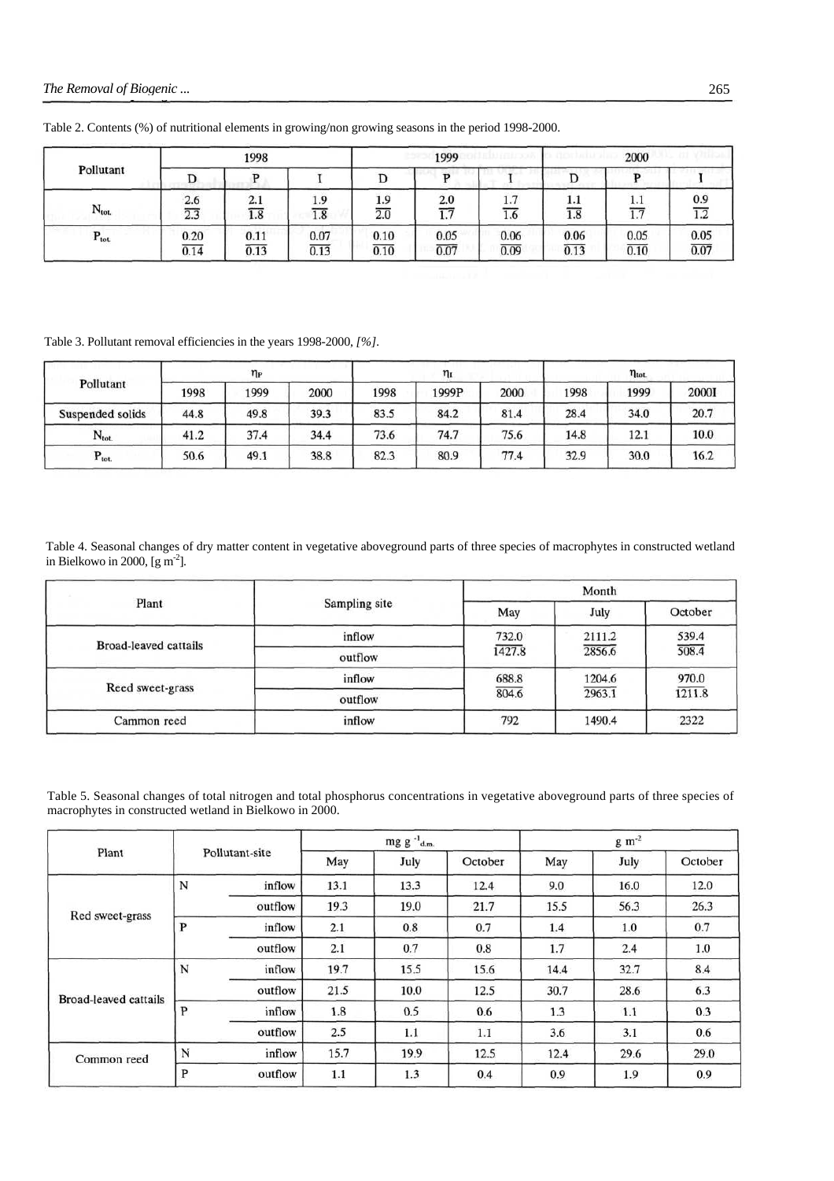Table 2. Contents (%) of nutritional elements in growing/non growing seasons in the period 1998-2000.

| Pollutant | 1998 | | | 1999 | | | 2000 | | |
|---|---|---|---|---|---|---|---|---|---|
| | D | P | I | D | P | I | D | P | I |
| $N_{tot.}$ | 2.6/2.3 | 2.1/1.8 | 1.9/1.8 | 1.9/2.0 | 2.0/1.7 | 1.7/1.6 | 1.1/1.8 | 1.1/1.7 | 0.9/1.2 |
| $P_{tot.}$ | 0.20/0.14 | 0.11/0.13 | 0.07/0.13 | 0.10/0.10 | 0.05/0.07 | 0.06/0.09 | 0.06/0.13 | 0.05/0.10 | 0.05/0.07 |

Table 3. Pollutant removal efficiencies in the years 1998-2000, *[%]*.

| Pollutant | $\eta_P$ | | | $\eta_I$ | | | $\eta_{tot.}$ | | |
|---|---|---|---|---|---|---|---|---|---|
| | 1998 | 1999 | 2000 | 1998 | 1999P | 2000 | 1998 | 1999 | 2000I |
| Suspended solids | 44.8 | 49.8 | 39.3 | 83.5 | 84.2 | 81.4 | 28.4 | 34.0 | 20.7 |
| $N_{tot.}$ | 41.2 | 37.4 | 34.4 | 73.6 | 74.7 | 75.6 | 14.8 | 12.1 | 10.0 |
| $P_{tot.}$ | 50.6 | 49.1 | 38.8 | 82.3 | 80.9 | 77.4 | 32.9 | 30.0 | 16.2 |

Table 4. Seasonal changes of dry matter content in vegetative aboveground parts of three species of macrophytes in constructed wetland in Bielkowo in 2000, [g m$^{-2}$].

| Plant | Sampling site | Month | | |
|---|---|---|---|---|
| | | May | July | October |
| Broad-leaved cattails | inflow | 732.0 | 2111.2 | 539.4 |
| | outflow | 1427.8 | 2856.6 | 508.4 |
| Reed sweet-grass | inflow | 688.8 | 1204.6 | 970.0 |
| | outflow | 804.6 | 2963.1 | 1211.8 |
| Cammon reed | inflow | 792 | 1490.4 | 2322 |

Table 5. Seasonal changes of total nitrogen and total phosphorus concentrations in vegetative aboveground parts of three species of macrophytes in constructed wetland in Bielkowo in 2000.

| Plant | Pollutant-site | | mg g$^{-1}_{d.m.}$ | | | g m$^{-2}$ | | |
|---|---|---|---|---|---|---|---|---|
| | | | May | July | October | May | July | October |
| Red sweet-grass | N | inflow | 13.1 | 13.3 | 12.4 | 9.0 | 16.0 | 12.0 |
| | | outflow | 19.3 | 19.0 | 21.7 | 15.5 | 56.3 | 26.3 |
| | P | inflow | 2.1 | 0.8 | 0.7 | 1.4 | 1.0 | 0.7 |
| | | outflow | 2.1 | 0.7 | 0.8 | 1.7 | 2.4 | 1.0 |
| Broad-leaved cattails | N | inflow | 19.7 | 15.5 | 15.6 | 14.4 | 32.7 | 8.4 |
| | | outflow | 21.5 | 10.0 | 12.5 | 30.7 | 28.6 | 6.3 |
| | P | inflow | 1.8 | 0.5 | 0.6 | 1.3 | 1.1 | 0.3 |
| | | outflow | 2.5 | 1.1 | 1.1 | 3.6 | 3.1 | 0.6 |
| Common reed | N | inflow | 15.7 | 19.9 | 12.5 | 12.4 | 29.6 | 29.0 |
| | P | outflow | 1.1 | 1.3 | 0.4 | 0.9 | 1.9 | 0.9 |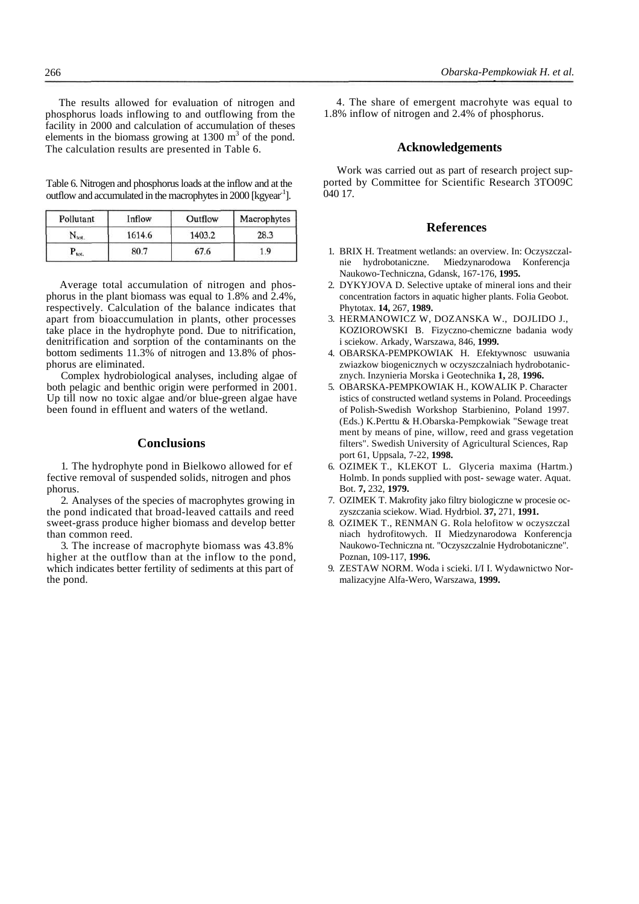The results allowed for evaluation of nitrogen and phosphorus loads inflowing to and outflowing from the facility in 2000 and calculation of accumulation of theses elements in the biomass growing at 1300 $m^3$ of the pond. The calculation results are presented in Table 6.

Table 6. Nitrogen and phosphorus loads at the inflow and at the outflow and accumulated in the macrophytes in 2000 [$kgyear^{-1}$].

| Pollutant | Inflow | Outflow | Macrophytes |
|---|---|---|---|
| $N_{tot.}$ | 1614.6 | 1403.2 | 28.3 |
| $P_{tot.}$ | 80.7 | 67.6 | 1.9 |

Average total accumulation of nitrogen and phosphorus in the plant biomass was equal to 1.8% and 2.4%, respectively. Calculation of the balance indicates that apart from bioaccumulation in plants, other processes take place in the hydrophyte pond. Due to nitrification, denitrification and sorption of the contaminants on the bottom sediments 11.3% of nitrogen and 13.8% of phosphorus are eliminated.

Complex hydrobiological analyses, including algae of both pelagic and benthic origin were performed in 2001. Up till now no toxic algae and/or blue-green algae have been found in effluent and waters of the wetland.

## Conclusions

1. The hydrophyte pond in Bielkowo allowed for effective removal of suspended solids, nitrogen and phosphorus.

2. Analyses of the species of macrophytes growing in the pond indicated that broad-leaved cattails and reed sweet-grass produce higher biomass and develop better than common reed.

3. The increase of macrophyte biomass was 43.8% higher at the outflow than at the inflow to the pond, which indicates better fertility of sediments at this part of the pond.

4. The share of emergent macrohyte was equal to 1.8% inflow of nitrogen and 2.4% of phosphorus.

## Acknowledgements

Work was carried out as part of research project supported by Committee for Scientific Research 3TO09C 040 17.

## References

1. BRIX H. Treatment wetlands: an overview. In: Oczyszczalnie hydrobotaniczne. Miedzynarodowa Konferencja Naukowo-Techniczna, Gdansk, 167-176, **1995.**
2. DYKYJOVA D. Selective uptake of mineral ions and their concentration factors in aquatic higher plants. Folia Geobot. Phytotax. **14,** 267, **1989.**
3. HERMANOWICZ W, DOZANSKA W., DOJLIDO J., KOZIOROWSKI B. Fizyczno-chemiczne badania wody i sciekow. Arkady, Warszawa, 846, **1999.**
4. OBARSKA-PEMPKOWIAK H. Efektywnosc usuwania zwiazkow biogenicznych w oczyszczalniach hydrobotanicznych. Inzynieria Morska i Geotechnika **1,** 28, **1996.**
5. OBARSKA-PEMPKOWIAK H., KOWALIK P. Characteristics of constructed wetland systems in Poland. Proceedings of Polish-Swedish Workshop Starbienino, Poland 1997. (Eds.) K.Perttu & H.Obarska-Pempkowiak "Sewage treatment by means of pine, willow, reed and grass vegetation filters". Swedish University of Agricultural Sciences, Rapport 61, Uppsala, 7-22, **1998.**
6. OZIMEK T., KLEKOT L. Glyceria maxima (Hartm.) Holmb. In ponds supplied with post- sewage water. Aquat. Bot. **7,** 232, **1979.**
7. OZIMEK T. Makrofity jako filtry biologiczne w procesie oczyszczania sciekow. Wiad. Hydrbiol. **37,** 271, **1991.**
8. OZIMEK T., RENMAN G. Rola helofitow w oczyszczalniach hydrofitowych. II Miedzynarodowa Konferencja Naukowo-Techniczna nt. "Oczyszczalnie Hydrobotaniczne". Poznan, 109-117, **1996.**
9. ZESTAW NORM. Woda i scieki. I/I I. Wydawnictwo Normalizacyjne Alfa-Wero, Warszawa, **1999.**